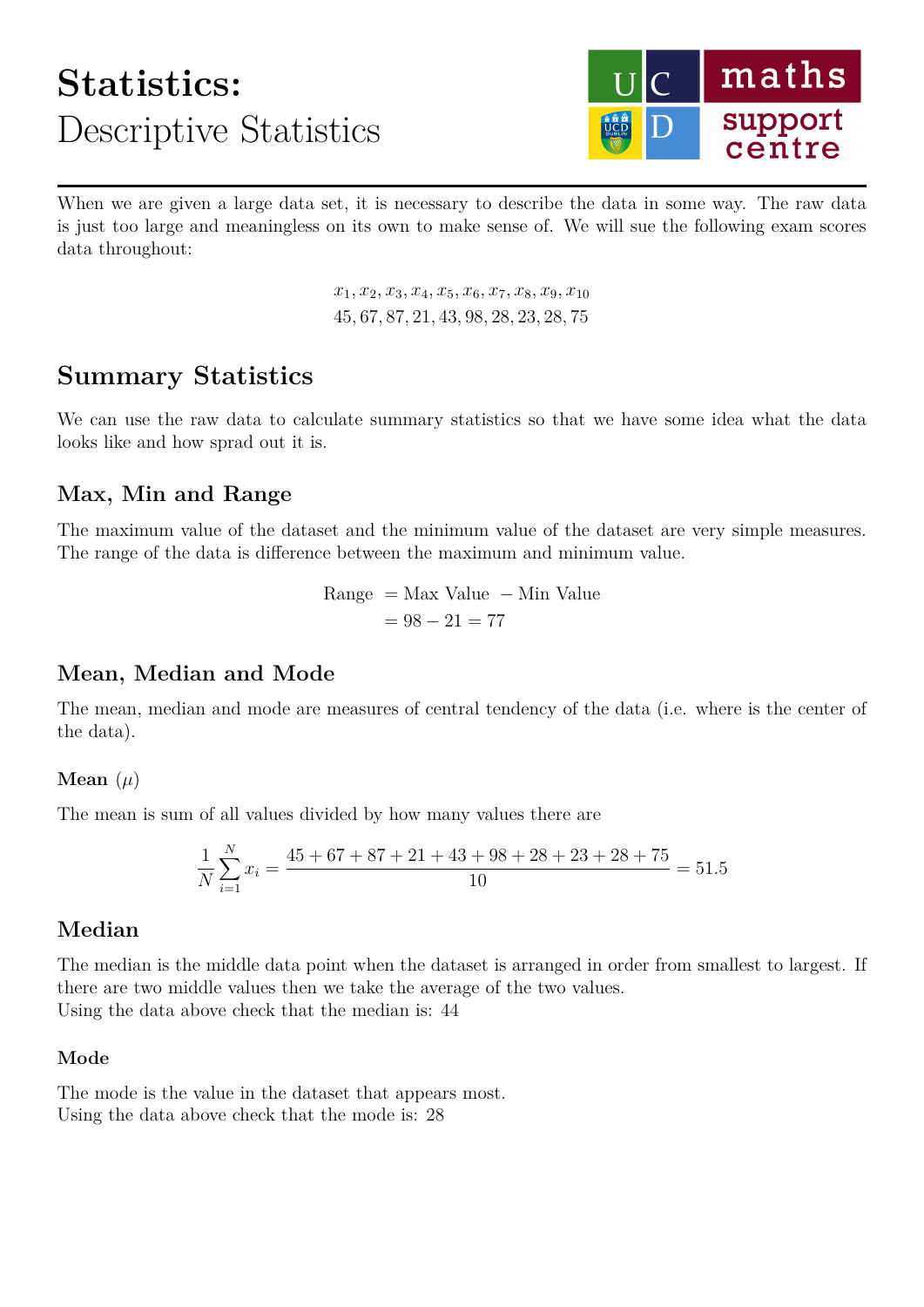# **Statistics:**
Descriptive Statistics

When we are given a large data set, it is necessary to describe the data in some way. The raw data is just too large and meaningless on its own to make sense of. We will sue the following exam scores data throughout:

$$x_1, x_2, x_3, x_4, x_5, x_6, x_7, x_8, x_9, x_{10}$$
$$45, 67, 87, 21, 43, 98, 28, 23, 28, 75$$

## Summary Statistics

We can use the raw data to calculate summary statistics so that we have some idea what the data looks like and how sprad out it is.

### Max, Min and Range

The maximum value of the dataset and the minimum value of the dataset are very simple measures. The range of the data is difference between the maximum and minimum value.

$$\begin{aligned} \text{Range } &= \text{Max Value } - \text{Min Value} \\ &= 98 - 21 = 77 \end{aligned}$$

### Mean, Median and Mode

The mean, median and mode are measures of central tendency of the data (i.e. where is the center of the data).

#### Mean ($\mu$)

The mean is sum of all values divided by how many values there are

$$\frac{1}{N}\sum_{i=1}^{N} x_i = \frac{45 + 67 + 87 + 21 + 43 + 98 + 28 + 23 + 28 + 75}{10} = 51.5$$

### Median

The median is the middle data point when the dataset is arranged in order from smallest to largest. If there are two middle values then we take the average of the two values.
Using the data above check that the median is: 44

#### Mode

The mode is the value in the dataset that appears most.
Using the data above check that the mode is: 28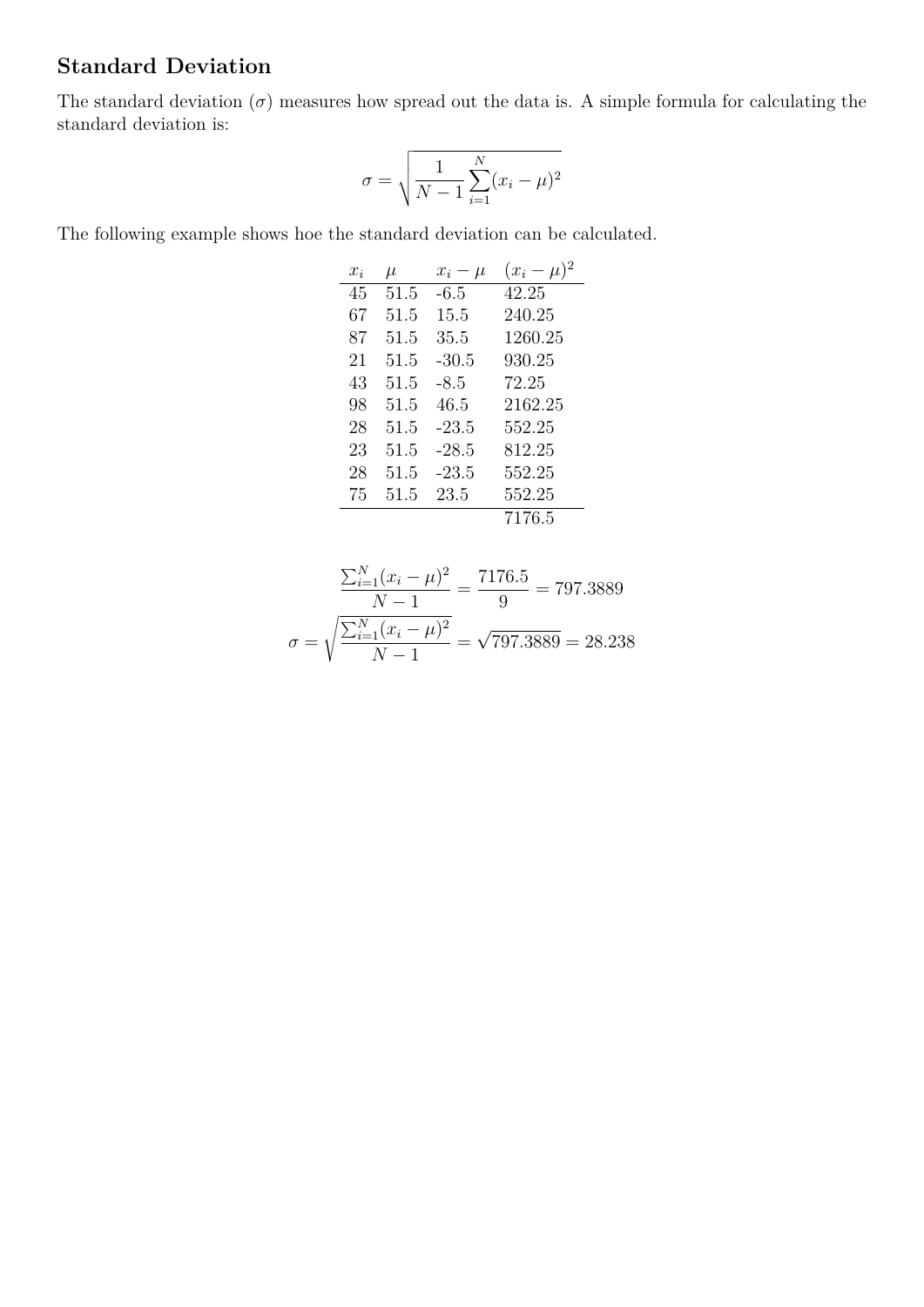## Standard Deviation

The standard deviation ($\sigma$) measures how spread out the data is. A simple formula for calculating the standard deviation is:

$$\sigma = \sqrt{\frac{1}{N-1}\sum_{i=1}^{N}(x_i - \mu)^2}$$

The following example shows hoe the standard deviation can be calculated.

| $x_i$ | $\mu$ | $x_i - \mu$ | $(x_i - \mu)^2$ |
|---|---|---|---|
| 45 | 51.5 | -6.5 | 42.25 |
| 67 | 51.5 | 15.5 | 240.25 |
| 87 | 51.5 | 35.5 | 1260.25 |
| 21 | 51.5 | -30.5 | 930.25 |
| 43 | 51.5 | -8.5 | 72.25 |
| 98 | 51.5 | 46.5 | 2162.25 |
| 28 | 51.5 | -23.5 | 552.25 |
| 23 | 51.5 | -28.5 | 812.25 |
| 28 | 51.5 | -23.5 | 552.25 |
| 75 | 51.5 | 23.5 | 552.25 |
| | | | 7176.5 |

$$\frac{\sum_{i=1}^{N}(x_i - \mu)^2}{N-1} = \frac{7176.5}{9} = 797.3889$$

$$\sigma = \sqrt{\frac{\sum_{i=1}^{N}(x_i - \mu)^2}{N-1}} = \sqrt{797.3889} = 28.238$$